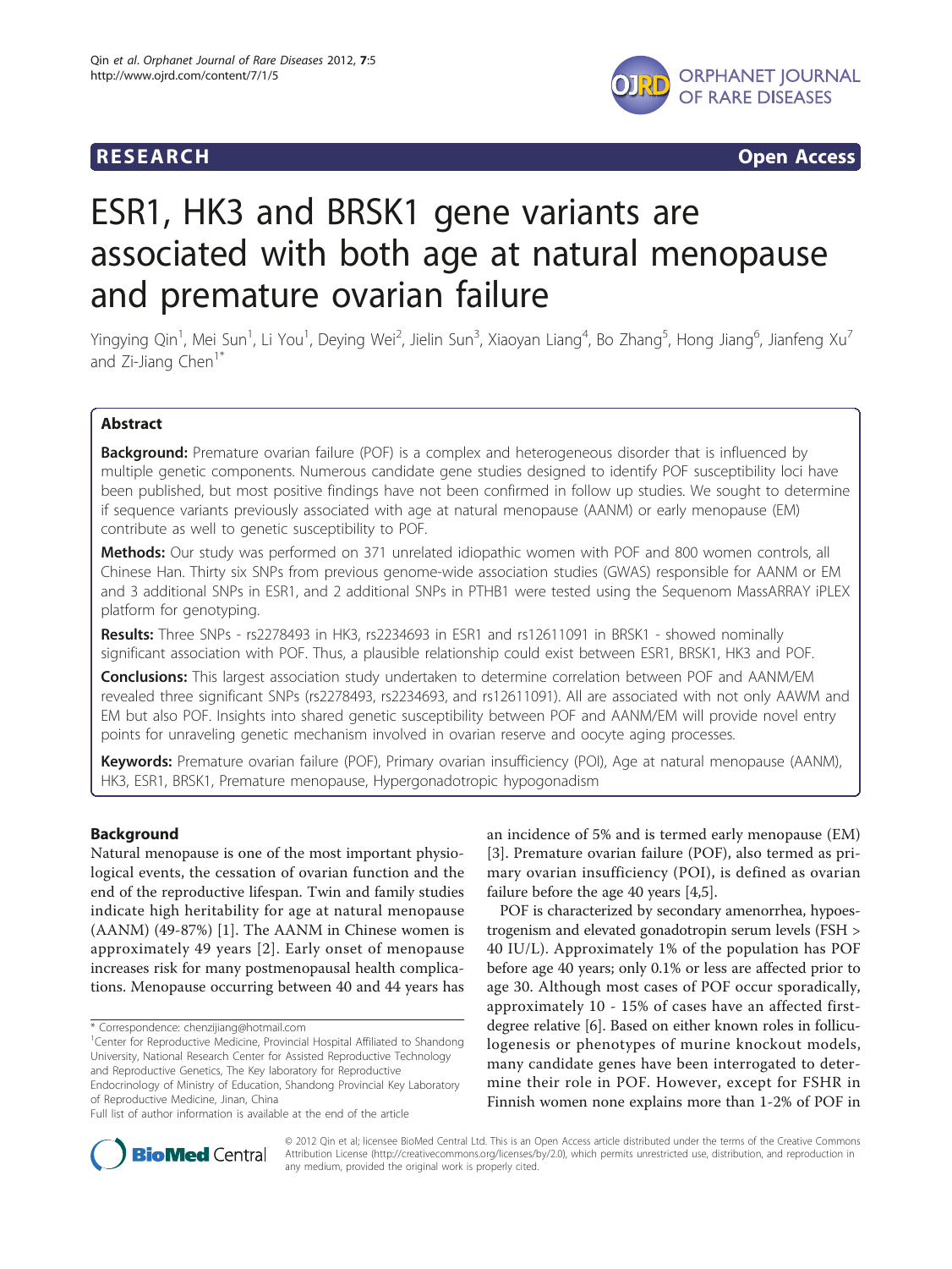**RESEARCH** **Open Access**

# ESR1, HK3 and BRSK1 gene variants are associated with both age at natural menopause and premature ovarian failure

Yingying Qin[1], Mei Sun[1], Li You[1], Deying Wei[2], Jielin Sun[3], Xiaoyan Liang[4], Bo Zhang[5], Hong Jiang[6], Jianfeng Xu[7] and Zi-Jiang Chen[1*]

## Abstract

**Background:** Premature ovarian failure (POF) is a complex and heterogeneous disorder that is influenced by multiple genetic components. Numerous candidate gene studies designed to identify POF susceptibility loci have been published, but most positive findings have not been confirmed in follow up studies. We sought to determine if sequence variants previously associated with age at natural menopause (AANM) or early menopause (EM) contribute as well to genetic susceptibility to POF.

**Methods:** Our study was performed on 371 unrelated idiopathic women with POF and 800 women controls, all Chinese Han. Thirty six SNPs from previous genome-wide association studies (GWAS) responsible for AANM or EM and 3 additional SNPs in ESR1, and 2 additional SNPs in PTHB1 were tested using the Sequenom MassARRAY iPLEX platform for genotyping.

**Results:** Three SNPs - rs2278493 in HK3, rs2234693 in ESR1 and rs12611091 in BRSK1 - showed nominally significant association with POF. Thus, a plausible relationship could exist between ESR1, BRSK1, HK3 and POF.

**Conclusions:** This largest association study undertaken to determine correlation between POF and AANM/EM revealed three significant SNPs (rs2278493, rs2234693, and rs12611091). All are associated with not only AAWM and EM but also POF. Insights into shared genetic susceptibility between POF and AANM/EM will provide novel entry points for unraveling genetic mechanism involved in ovarian reserve and oocyte aging processes.

**Keywords:** Premature ovarian failure (POF), Primary ovarian insufficiency (POI), Age at natural menopause (AANM), HK3, ESR1, BRSK1, Premature menopause, Hypergonadotropic hypogonadism

## Background

Natural menopause is one of the most important physiological events, the cessation of ovarian function and the end of the reproductive lifespan. Twin and family studies indicate high heritability for age at natural menopause (AANM) (49-87%) [1]. The AANM in Chinese women is approximately 49 years [2]. Early onset of menopause increases risk for many postmenopausal health complications. Menopause occurring between 40 and 44 years has an incidence of 5% and is termed early menopause (EM) [3]. Premature ovarian failure (POF), also termed as primary ovarian insufficiency (POI), is defined as ovarian failure before the age 40 years [4,5].

POF is characterized by secondary amenorrhea, hypoestrogenism and elevated gonadotropin serum levels (FSH > 40 IU/L). Approximately 1% of the population has POF before age 40 years; only 0.1% or less are affected prior to age 30. Although most cases of POF occur sporadically, approximately 10 - 15% of cases have an affected first-degree relative [6]. Based on either known roles in folliculogenesis or phenotypes of murine knockout models, many candidate genes have been interrogated to determine their role in POF. However, except for FSHR in Finnish women none explains more than 1-2% of POF in

\* Correspondence: chenzijiang@hotmail.com
[1]Center for Reproductive Medicine, Provincial Hospital Affiliated to Shandong University, National Research Center for Assisted Reproductive Technology and Reproductive Genetics, The Key laboratory for Reproductive Endocrinology of Ministry of Education, Shandong Provincial Key Laboratory of Reproductive Medicine, Jinan, China
Full list of author information is available at the end of the article

© 2012 Qin et al; licensee BioMed Central Ltd. This is an Open Access article distributed under the terms of the Creative Commons Attribution License (http://creativecommons.org/licenses/by/2.0), which permits unrestricted use, distribution, and reproduction in any medium, provided the original work is properly cited.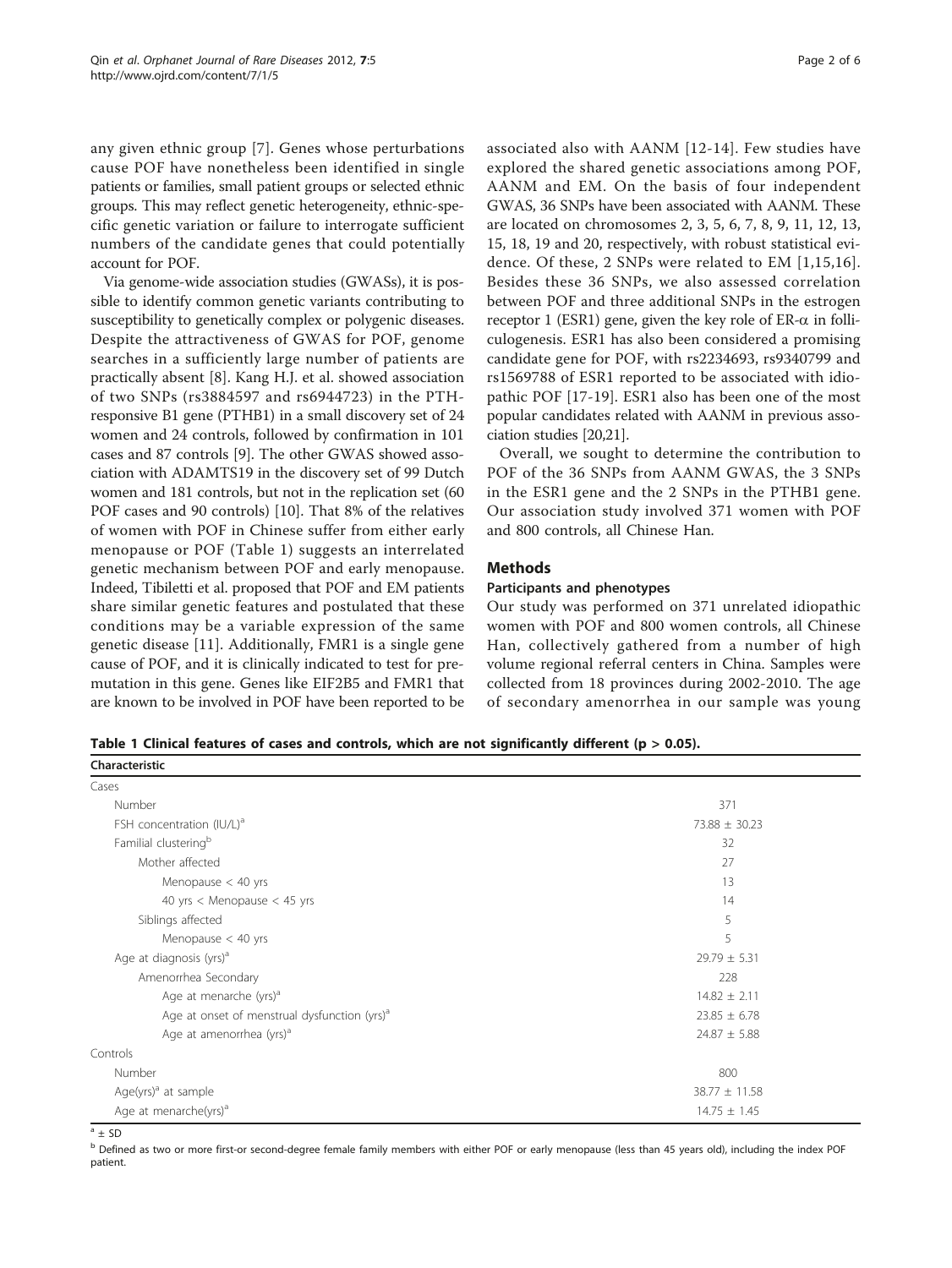any given ethnic group [7]. Genes whose perturbations cause POF have nonetheless been identified in single patients or families, small patient groups or selected ethnic groups. This may reflect genetic heterogeneity, ethnic-specific genetic variation or failure to interrogate sufficient numbers of the candidate genes that could potentially account for POF.

Via genome-wide association studies (GWASs), it is possible to identify common genetic variants contributing to susceptibility to genetically complex or polygenic diseases. Despite the attractiveness of GWAS for POF, genome searches in a sufficiently large number of patients are practically absent [8]. Kang H.J. et al. showed association of two SNPs (rs3884597 and rs6944723) in the PTH-responsive B1 gene (PTHB1) in a small discovery set of 24 women and 24 controls, followed by confirmation in 101 cases and 87 controls [9]. The other GWAS showed association with ADAMTS19 in the discovery set of 99 Dutch women and 181 controls, but not in the replication set (60 POF cases and 90 controls) [10]. That 8% of the relatives of women with POF in Chinese suffer from either early menopause or POF (Table 1) suggests an interrelated genetic mechanism between POF and early menopause. Indeed, Tibiletti et al. proposed that POF and EM patients share similar genetic features and postulated that these conditions may be a variable expression of the same genetic disease [11]. Additionally, FMR1 is a single gene cause of POF, and it is clinically indicated to test for premutation in this gene. Genes like EIF2B5 and FMR1 that are known to be involved in POF have been reported to be associated also with AANM [12-14]. Few studies have explored the shared genetic associations among POF, AANM and EM. On the basis of four independent GWAS, 36 SNPs have been associated with AANM. These are located on chromosomes 2, 3, 5, 6, 7, 8, 9, 11, 12, 13, 15, 18, 19 and 20, respectively, with robust statistical evidence. Of these, 2 SNPs were related to EM [1,15,16]. Besides these 36 SNPs, we also assessed correlation between POF and three additional SNPs in the estrogen receptor 1 (ESR1) gene, given the key role of ER-α in folliculogenesis. ESR1 has also been considered a promising candidate gene for POF, with rs2234693, rs9340799 and rs1569788 of ESR1 reported to be associated with idiopathic POF [17-19]. ESR1 also has been one of the most popular candidates related with AANM in previous association studies [20,21].

Overall, we sought to determine the contribution to POF of the 36 SNPs from AANM GWAS, the 3 SNPs in the ESR1 gene and the 2 SNPs in the PTHB1 gene. Our association study involved 371 women with POF and 800 controls, all Chinese Han.

## Methods

### Participants and phenotypes

Our study was performed on 371 unrelated idiopathic women with POF and 800 women controls, all Chinese Han, collectively gathered from a number of high volume regional referral centers in China. Samples were collected from 18 provinces during 2002-2010. The age of secondary amenorrhea in our sample was young

**Table 1 Clinical features of cases and controls, which are not significantly different (p > 0.05).**

| Characteristic | |
|---|---|
| Cases | |
| Number | 371 |
| FSH concentration (IU/L)[a] | 73.88 ± 30.23 |
| Familial clustering[b] | 32 |
| Mother affected | 27 |
| Menopause < 40 yrs | 13 |
| 40 yrs < Menopause < 45 yrs | 14 |
| Siblings affected | 5 |
| Menopause < 40 yrs | 5 |
| Age at diagnosis (yrs)[a] | 29.79 ± 5.31 |
| Amenorrhea Secondary | 228 |
| Age at menarche (yrs)[a] | 14.82 ± 2.11 |
| Age at onset of menstrual dysfunction (yrs)[a] | 23.85 ± 6.78 |
| Age at amenorrhea (yrs)[a] | 24.87 ± 5.88 |
| Controls | |
| Number | 800 |
| Age(yrs)[a] at sample | 38.77 ± 11.58 |
| Age at menarche(yrs)[a] | 14.75 ± 1.45 |

[a] ± SD

[b] Defined as two or more first-or second-degree female family members with either POF or early menopause (less than 45 years old), including the index POF patient.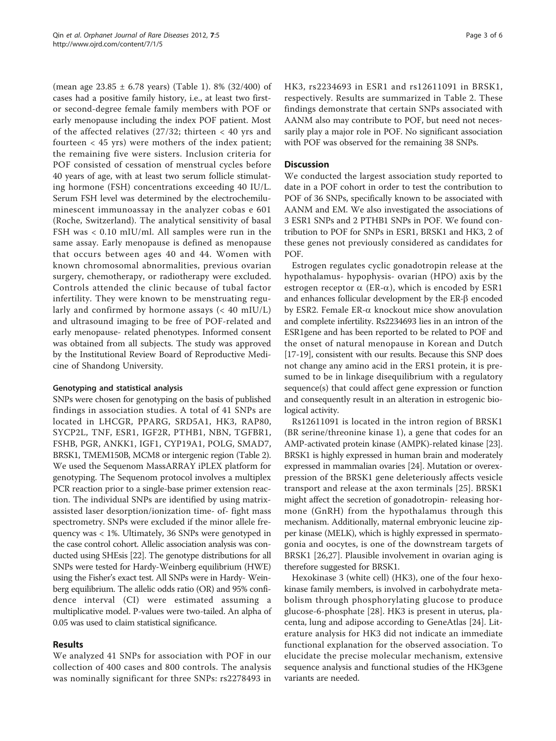(mean age 23.85 ± 6.78 years) (Table 1). 8% (32/400) of cases had a positive family history, i.e., at least two first- or second-degree female family members with POF or early menopause including the index POF patient. Most of the affected relatives (27/32; thirteen < 40 yrs and fourteen < 45 yrs) were mothers of the index patient; the remaining five were sisters. Inclusion criteria for POF consisted of cessation of menstrual cycles before 40 years of age, with at least two serum follicle stimulating hormone (FSH) concentrations exceeding 40 IU/L. Serum FSH level was determined by the electrochemiluminescent immunoassay in the analyzer cobas e 601 (Roche, Switzerland). The analytical sensitivity of basal FSH was < 0.10 mIU/ml. All samples were run in the same assay. Early menopause is defined as menopause that occurs between ages 40 and 44. Women with known chromosomal abnormalities, previous ovarian surgery, chemotherapy, or radiotherapy were excluded. Controls attended the clinic because of tubal factor infertility. They were known to be menstruating regularly and confirmed by hormone assays (< 40 mIU/L) and ultrasound imaging to be free of POF-related and early menopause- related phenotypes. Informed consent was obtained from all subjects. The study was approved by the Institutional Review Board of Reproductive Medicine of Shandong University.

### Genotyping and statistical analysis

SNPs were chosen for genotyping on the basis of published findings in association studies. A total of 41 SNPs are located in LHCGR, PPARG, SRD5A1, HK3, RAP80, SYCP2L, TNF, ESR1, IGF2R, PTHB1, NBN, TGFBR1, FSHB, PGR, ANKK1, IGF1, CYP19A1, POLG, SMAD7, BRSK1, TMEM150B, MCM8 or intergenic region (Table 2). We used the Sequenom MassARRAY iPLEX platform for genotyping. The Sequenom protocol involves a multiplex PCR reaction prior to a single-base primer extension reaction. The individual SNPs are identified by using matrix-assisted laser desorption/ionization time- of- fight mass spectrometry. SNPs were excluded if the minor allele frequency was < 1%. Ultimately, 36 SNPs were genotyped in the case control cohort. Allelic association analysis was conducted using SHEsis [22]. The genotype distributions for all SNPs were tested for Hardy-Weinberg equilibrium (HWE) using the Fisher's exact test. All SNPs were in Hardy- Weinberg equilibrium. The allelic odds ratio (OR) and 95% confidence interval (CI) were estimated assuming a multiplicative model. P-values were two-tailed. An alpha of 0.05 was used to claim statistical significance.

## Results

We analyzed 41 SNPs for association with POF in our collection of 400 cases and 800 controls. The analysis was nominally significant for three SNPs: rs2278493 in HK3, rs2234693 in ESR1 and rs12611091 in BRSK1, respectively. Results are summarized in Table 2. These findings demonstrate that certain SNPs associated with AANM also may contribute to POF, but need not necessarily play a major role in POF. No significant association with POF was observed for the remaining 38 SNPs.

## Discussion

We conducted the largest association study reported to date in a POF cohort in order to test the contribution to POF of 36 SNPs, specifically known to be associated with AANM and EM. We also investigated the associations of 3 ESR1 SNPs and 2 PTHB1 SNPs in POF. We found contribution to POF for SNPs in ESR1, BRSK1 and HK3, 2 of these genes not previously considered as candidates for POF.

Estrogen regulates cyclic gonadotropin release at the hypothalamus- hypophysis- ovarian (HPO) axis by the estrogen receptor $\alpha$ (ER-$\alpha$), which is encoded by ESR1 and enhances follicular development by the ER-$\beta$ encoded by ESR2. Female ER-$\alpha$ knockout mice show anovulation and complete infertility. Rs2234693 lies in an intron of the ESR1gene and has been reported to be related to POF and the onset of natural menopause in Korean and Dutch [17-19], consistent with our results. Because this SNP does not change any amino acid in the ERS1 protein, it is presumed to be in linkage disequilibrium with a regulatory sequence(s) that could affect gene expression or function and consequently result in an alteration in estrogenic biological activity.

Rs12611091 is located in the intron region of BRSK1 (BR serine/threonine kinase 1), a gene that codes for an AMP-activated protein kinase (AMPK)-related kinase [23]. BRSK1 is highly expressed in human brain and moderately expressed in mammalian ovaries [24]. Mutation or overexpression of the BRSK1 gene deleteriously affects vesicle transport and release at the axon terminals [25]. BRSK1 might affect the secretion of gonadotropin- releasing hormone (GnRH) from the hypothalamus through this mechanism. Additionally, maternal embryonic leucine zipper kinase (MELK), which is highly expressed in spermatogonia and oocytes, is one of the downstream targets of BRSK1 [26,27]. Plausible involvement in ovarian aging is therefore suggested for BRSK1.

Hexokinase 3 (white cell) (HK3), one of the four hexokinase family members, is involved in carbohydrate metabolism through phosphorylating glucose to produce glucose-6-phosphate [28]. HK3 is present in uterus, placenta, lung and adipose according to GeneAtlas [24]. Literature analysis for HK3 did not indicate an immediate functional explanation for the observed association. To elucidate the precise molecular mechanism, extensive sequence analysis and functional studies of the HK3gene variants are needed.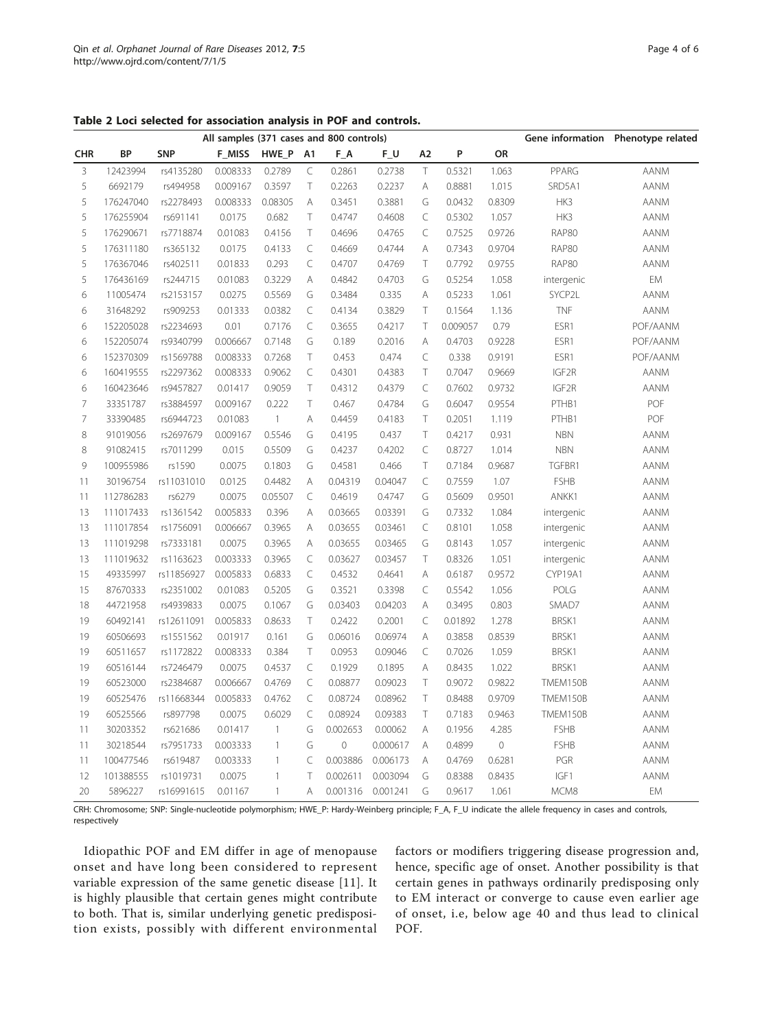**Table 2 Loci selected for association analysis in POF and controls.**

| All samples (371 cases and 800 controls) | | | | | | | | | | | Gene information | Phenotype related |
|---|---|---|---|---|---|---|---|---|---|---|---|---|
| CHR | BP | SNP | F_MISS | HWE_P | A1 | F_A | F_U | A2 | P | OR | | |
| 3 | 12423994 | rs4135280 | 0.008333 | 0.2789 | C | 0.2861 | 0.2738 | T | 0.5321 | 1.063 | PPARG | AANM |
| 5 | 6692179 | rs494958 | 0.009167 | 0.3597 | T | 0.2263 | 0.2237 | A | 0.8881 | 1.015 | SRD5A1 | AANM |
| 5 | 176247040 | rs2278493 | 0.008333 | 0.08305 | A | 0.3451 | 0.3881 | G | 0.0432 | 0.8309 | HK3 | AANM |
| 5 | 176255904 | rs691141 | 0.0175 | 0.682 | T | 0.4747 | 0.4608 | C | 0.5302 | 1.057 | HK3 | AANM |
| 5 | 176290671 | rs7718874 | 0.01083 | 0.4156 | T | 0.4696 | 0.4765 | C | 0.7525 | 0.9726 | RAP80 | AANM |
| 5 | 176311180 | rs365132 | 0.0175 | 0.4133 | C | 0.4669 | 0.4744 | A | 0.7343 | 0.9704 | RAP80 | AANM |
| 5 | 176367046 | rs402511 | 0.01833 | 0.293 | C | 0.4707 | 0.4769 | T | 0.7792 | 0.9755 | RAP80 | AANM |
| 5 | 176436169 | rs244715 | 0.01083 | 0.3229 | A | 0.4842 | 0.4703 | G | 0.5254 | 1.058 | intergenic | EM |
| 6 | 11005474 | rs2153157 | 0.0275 | 0.5569 | G | 0.3484 | 0.335 | A | 0.5233 | 1.061 | SYCP2L | AANM |
| 6 | 31648292 | rs909253 | 0.01333 | 0.0382 | C | 0.4134 | 0.3829 | T | 0.1564 | 1.136 | TNF | AANM |
| 6 | 152205028 | rs2234693 | 0.01 | 0.7176 | C | 0.3655 | 0.4217 | T | 0.009057 | 0.79 | ESR1 | POF/AANM |
| 6 | 152205074 | rs9340799 | 0.006667 | 0.7148 | G | 0.189 | 0.2016 | A | 0.4703 | 0.9228 | ESR1 | POF/AANM |
| 6 | 152370309 | rs1569788 | 0.008333 | 0.7268 | T | 0.453 | 0.474 | C | 0.338 | 0.9191 | ESR1 | POF/AANM |
| 6 | 160419555 | rs2297362 | 0.008333 | 0.9062 | C | 0.4301 | 0.4383 | T | 0.7047 | 0.9669 | IGF2R | AANM |
| 6 | 160423646 | rs9457827 | 0.01417 | 0.9059 | T | 0.4312 | 0.4379 | C | 0.7602 | 0.9732 | IGF2R | AANM |
| 7 | 33351787 | rs3884597 | 0.009167 | 0.222 | T | 0.467 | 0.4784 | G | 0.6047 | 0.9554 | PTHB1 | POF |
| 7 | 33390485 | rs6944723 | 0.01083 | 1 | A | 0.4459 | 0.4183 | T | 0.2051 | 1.119 | PTHB1 | POF |
| 8 | 91019056 | rs2697679 | 0.009167 | 0.5546 | G | 0.4195 | 0.437 | T | 0.4217 | 0.931 | NBN | AANM |
| 8 | 91082415 | rs7011299 | 0.015 | 0.5509 | G | 0.4237 | 0.4202 | C | 0.8727 | 1.014 | NBN | AANM |
| 9 | 100955986 | rs1590 | 0.0075 | 0.1803 | G | 0.4581 | 0.466 | T | 0.7184 | 0.9687 | TGFBR1 | AANM |
| 11 | 30196754 | rs11031010 | 0.0125 | 0.4482 | A | 0.04319 | 0.04047 | C | 0.7559 | 1.07 | FSHB | AANM |
| 11 | 112786283 | rs6279 | 0.0075 | 0.05507 | C | 0.4619 | 0.4747 | G | 0.5609 | 0.9501 | ANKK1 | AANM |
| 13 | 111017433 | rs1361542 | 0.005833 | 0.396 | A | 0.03665 | 0.03391 | G | 0.7332 | 1.084 | intergenic | AANM |
| 13 | 111017854 | rs1756091 | 0.006667 | 0.3965 | A | 0.03655 | 0.03461 | C | 0.8101 | 1.058 | intergenic | AANM |
| 13 | 111019298 | rs7333181 | 0.0075 | 0.3965 | A | 0.03655 | 0.03465 | G | 0.8143 | 1.057 | intergenic | AANM |
| 13 | 111019632 | rs1163623 | 0.003333 | 0.3965 | C | 0.03627 | 0.03457 | T | 0.8326 | 1.051 | intergenic | AANM |
| 15 | 49335997 | rs11856927 | 0.005833 | 0.6833 | C | 0.4532 | 0.4641 | A | 0.6187 | 0.9572 | CYP19A1 | AANM |
| 15 | 87670333 | rs2351002 | 0.01083 | 0.5205 | G | 0.3521 | 0.3398 | C | 0.5542 | 1.056 | POLG | AANM |
| 18 | 44721958 | rs4939833 | 0.0075 | 0.1067 | G | 0.03403 | 0.04203 | A | 0.3495 | 0.803 | SMAD7 | AANM |
| 19 | 60492141 | rs12611091 | 0.005833 | 0.8633 | T | 0.2422 | 0.2001 | C | 0.01892 | 1.278 | BRSK1 | AANM |
| 19 | 60506693 | rs1551562 | 0.01917 | 0.161 | G | 0.06016 | 0.06974 | A | 0.3858 | 0.8539 | BRSK1 | AANM |
| 19 | 60511657 | rs1172822 | 0.008333 | 0.384 | T | 0.0953 | 0.09046 | C | 0.7026 | 1.059 | BRSK1 | AANM |
| 19 | 60516144 | rs7246479 | 0.0075 | 0.4537 | C | 0.1929 | 0.1895 | A | 0.8435 | 1.022 | BRSK1 | AANM |
| 19 | 60523000 | rs2384687 | 0.006667 | 0.4769 | C | 0.08877 | 0.09023 | T | 0.9072 | 0.9822 | TMEM150B | AANM |
| 19 | 60525476 | rs11668344 | 0.005833 | 0.4762 | C | 0.08724 | 0.08962 | T | 0.8488 | 0.9709 | TMEM150B | AANM |
| 19 | 60525566 | rs897798 | 0.0075 | 0.6029 | C | 0.08924 | 0.09383 | T | 0.7183 | 0.9463 | TMEM150B | AANM |
| 11 | 30203352 | rs621686 | 0.01417 | 1 | G | 0.002653 | 0.00062 | A | 0.1956 | 4.285 | FSHB | AANM |
| 11 | 30218544 | rs7951733 | 0.003333 | 1 | G | 0 | 0.000617 | A | 0.4899 | 0 | FSHB | AANM |
| 11 | 100477546 | rs619487 | 0.003333 | 1 | C | 0.003886 | 0.006173 | A | 0.4769 | 0.6281 | PGR | AANM |
| 12 | 101388555 | rs1019731 | 0.0075 | 1 | T | 0.002611 | 0.003094 | G | 0.8388 | 0.8435 | IGF1 | AANM |
| 20 | 5896227 | rs16991615 | 0.01167 | 1 | A | 0.001316 | 0.001241 | G | 0.9617 | 1.061 | MCM8 | EM |

CRH: Chromosome; SNP: Single-nucleotide polymorphism; HWE_P: Hardy-Weinberg principle; F_A, F_U indicate the allele frequency in cases and controls, respectively

Idiopathic POF and EM differ in age of menopause onset and have long been considered to represent variable expression of the same genetic disease [11]. It is highly plausible that certain genes might contribute to both. That is, similar underlying genetic predisposition exists, possibly with different environmental factors or modifiers triggering disease progression and, hence, specific age of onset. Another possibility is that certain genes in pathways ordinarily predisposing only to EM interact or converge to cause even earlier age of onset, i.e, below age 40 and thus lead to clinical POF.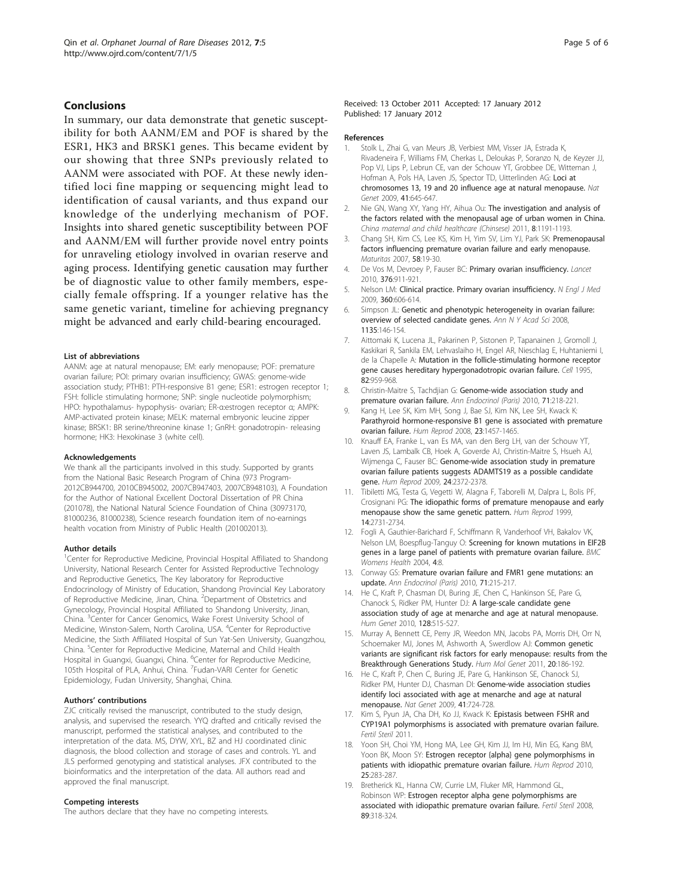## Conclusions

In summary, our data demonstrate that genetic susceptibility for both AANM/EM and POF is shared by the ESR1, HK3 and BRSK1 genes. This became evident by our showing that three SNPs previously related to AANM were associated with POF. At these newly identified loci fine mapping or sequencing might lead to identification of causal variants, and thus expand our knowledge of the underlying mechanism of POF. Insights into shared genetic susceptibility between POF and AANM/EM will further provide novel entry points for unraveling etiology involved in ovarian reserve and aging process. Identifying genetic causation may further be of diagnostic value to other family members, especially female offspring. If a younger relative has the same genetic variant, timeline for achieving pregnancy might be advanced and early child-bearing encouraged.

#### List of abbreviations

AANM: age at natural menopause; EM: early menopause; POF: premature ovarian failure; POI: primary ovarian insufficiency; GWAS: genome-wide association study; PTHB1: PTH-responsive B1 gene; ESR1: estrogen receptor 1; FSH: follicle stimulating hormone; SNP: single nucleotide polymorphism; HPO: hypothalamus- hypophysis- ovarian; ER-α:estrogen receptor α; AMPK: AMP-activated protein kinase; MELK: maternal embryonic leucine zipper kinase; BRSK1: BR serine/threonine kinase 1; GnRH: gonadotropin- releasing hormone; HK3: Hexokinase 3 (white cell).

#### Acknowledgements

We thank all the participants involved in this study. Supported by grants from the National Basic Research Program of China (973 Program-2012CB944700, 2010CB945002, 2007CB947403, 2007CB948103), A Foundation for the Author of National Excellent Doctoral Dissertation of PR China (201078), the National Natural Science Foundation of China (30973170, 81000236, 81000238), Science research foundation item of no-earnings health vocation from Ministry of Public Health (201002013).

#### Author details

[1]Center for Reproductive Medicine, Provincial Hospital Affiliated to Shandong University, National Research Center for Assisted Reproductive Technology and Reproductive Genetics, The Key laboratory for Reproductive Endocrinology of Ministry of Education, Shandong Provincial Key Laboratory of Reproductive Medicine, Jinan, China. [2]Department of Obstetrics and Gynecology, Provincial Hospital Affiliated to Shandong University, Jinan, China. [3]Center for Cancer Genomics, Wake Forest University School of Medicine, Winston-Salem, North Carolina, USA. [4]Center for Reproductive Medicine, the Sixth Affiliated Hospital of Sun Yat-Sen University, Guangzhou, China. [5]Center for Reproductive Medicine, Maternal and Child Health Hospital in Guangxi, Guangxi, China. [6]Center for Reproductive Medicine, 105th Hospital of PLA, Anhui, China. [7]Fudan-VARI Center for Genetic Epidemiology, Fudan University, Shanghai, China.

#### Authors' contributions

ZJC critically revised the manuscript, contributed to the study design, analysis, and supervised the research. YYQ drafted and critically revised the manuscript, performed the statistical analyses, and contributed to the interpretation of the data. MS, DYW, XYL, BZ and HJ coordinated clinic diagnosis, the blood collection and storage of cases and controls. YL and JLS performed genotyping and statistical analyses. JFX contributed to the bioinformatics and the interpretation of the data. All authors read and approved the final manuscript.

#### Competing interests

The authors declare that they have no competing interests.

Received: 13 October 2011 Accepted: 17 January 2012
Published: 17 January 2012

#### References

1. Stolk L, Zhai G, van Meurs JB, Verbiest MM, Visser JA, Estrada K, Rivadeneira F, Williams FM, Cherkas L, Deloukas P, Soranzo N, de Keyzer JJ, Pop VJ, Lips P, Lebrun CE, van der Schouw YT, Grobbee DE, Witteman J, Hofman A, Pols HA, Laven JS, Spector TD, Uitterlinden AG: **Loci at chromosomes 13, 19 and 20 influence age at natural menopause.** *Nat Genet* 2009, **41**:645-647.
2. Nie GN, Wang XY, Yang HY, Aihua Ou: **The investigation and analysis of the factors related with the menopausal age of urban women in China.** *China maternal and child healthcare (Chinsese)* 2011, **8**:1191-1193.
3. Chang SH, Kim CS, Lee KS, Kim H, Yim SV, Lim YJ, Park SK: **Premenopausal factors influencing premature ovarian failure and early menopause.** *Maturitas* 2007, **58**:19-30.
4. De Vos M, Devroey P, Fauser BC: **Primary ovarian insufficiency.** *Lancet* 2010, **376**:911-921.
5. Nelson LM: **Clinical practice. Primary ovarian insufficiency.** *N Engl J Med* 2009, **360**:606-614.
6. Simpson JL: **Genetic and phenotypic heterogeneity in ovarian failure: overview of selected candidate genes.** *Ann N Y Acad Sci* 2008, **1135**:146-154.
7. Aittomaki K, Lucena JL, Pakarinen P, Sistonen P, Tapanainen J, Gromoll J, Kaskikari R, Sankila EM, Lehvaslaiho H, Engel AR, Nieschlag E, Huhtaniemi I, de la Chapelle A: **Mutation in the follicle-stimulating hormone receptor gene causes hereditary hypergonadotropic ovarian failure.** *Cell* 1995, **82**:959-968.
8. Christin-Maitre S, Tachdjian G: **Genome-wide association study and premature ovarian failure.** *Ann Endocrinol (Paris)* 2010, **71**:218-221.
9. Kang H, Lee SK, Kim MH, Song J, Bae SJ, Kim NK, Lee SH, Kwack K: **Parathyroid hormone-responsive B1 gene is associated with premature ovarian failure.** *Hum Reprod* 2008, **23**:1457-1465.
10. Knauff EA, Franke L, van Es MA, van den Berg LH, van der Schouw YT, Laven JS, Lambalk CB, Hoek A, Goverde AJ, Christin-Maitre S, Hsueh AJ, Wijmenga C, Fauser BC: **Genome-wide association study in premature ovarian failure patients suggests ADAMTS19 as a possible candidate gene.** *Hum Reprod* 2009, **24**:2372-2378.
11. Tibiletti MG, Testa G, Vegetti W, Alagna F, Taborelli M, Dalpra L, Bolis PF, Crosignani PG: **The idiopathic forms of premature menopause and early menopause show the same genetic pattern.** *Hum Reprod* 1999, **14**:2731-2734.
12. Fogli A, Gauthier-Barichard F, Schiffmann R, Vanderhoof VH, Bakalov VK, Nelson LM, Boespflug-Tanguy O: **Screening for known mutations in EIF2B genes in a large panel of patients with premature ovarian failure.** *BMC Womens Health* 2004, **4**:8.
13. Conway GS: **Premature ovarian failure and FMR1 gene mutations: an update.** *Ann Endocrinol (Paris)* 2010, **71**:215-217.
14. He C, Kraft P, Chasman DI, Buring JE, Chen C, Hankinson SE, Pare G, Chanock S, Ridker PM, Hunter DJ: **A large-scale candidate gene association study of age at menarche and age at natural menopause.** *Hum Genet* 2010, **128**:515-527.
15. Murray A, Bennett CE, Perry JR, Weedon MN, Jacobs PA, Morris DH, Orr N, Schoemaker MJ, Jones M, Ashworth A, Swerdlow AJ: **Common genetic variants are significant risk factors for early menopause: results from the Breakthrough Generations Study.** *Hum Mol Genet* 2011, **20**:186-192.
16. He C, Kraft P, Chen C, Buring JE, Pare G, Hankinson SE, Chanock SJ, Ridker PM, Hunter DJ, Chasman DI: **Genome-wide association studies identify loci associated with age at menarche and age at natural menopause.** *Nat Genet* 2009, **41**:724-728.
17. Kim S, Pyun JA, Cha DH, Ko JJ, Kwack K: **Epistasis between FSHR and CYP19A1 polymorphisms is associated with premature ovarian failure.** *Fertil Steril* 2011.
18. Yoon SH, Choi YM, Hong MA, Lee GH, Kim JJ, Im HJ, Min EG, Kang BM, Yoon BK, Moon SY: **Estrogen receptor {alpha} gene polymorphisms in patients with idiopathic premature ovarian failure.** *Hum Reprod* 2010, **25**:283-287.
19. Bretherick KL, Hanna CW, Currie LM, Fluker MR, Hammond GL, Robinson WP: **Estrogen receptor alpha gene polymorphisms are associated with idiopathic premature ovarian failure.** *Fertil Steril* 2008, **89**:318-324.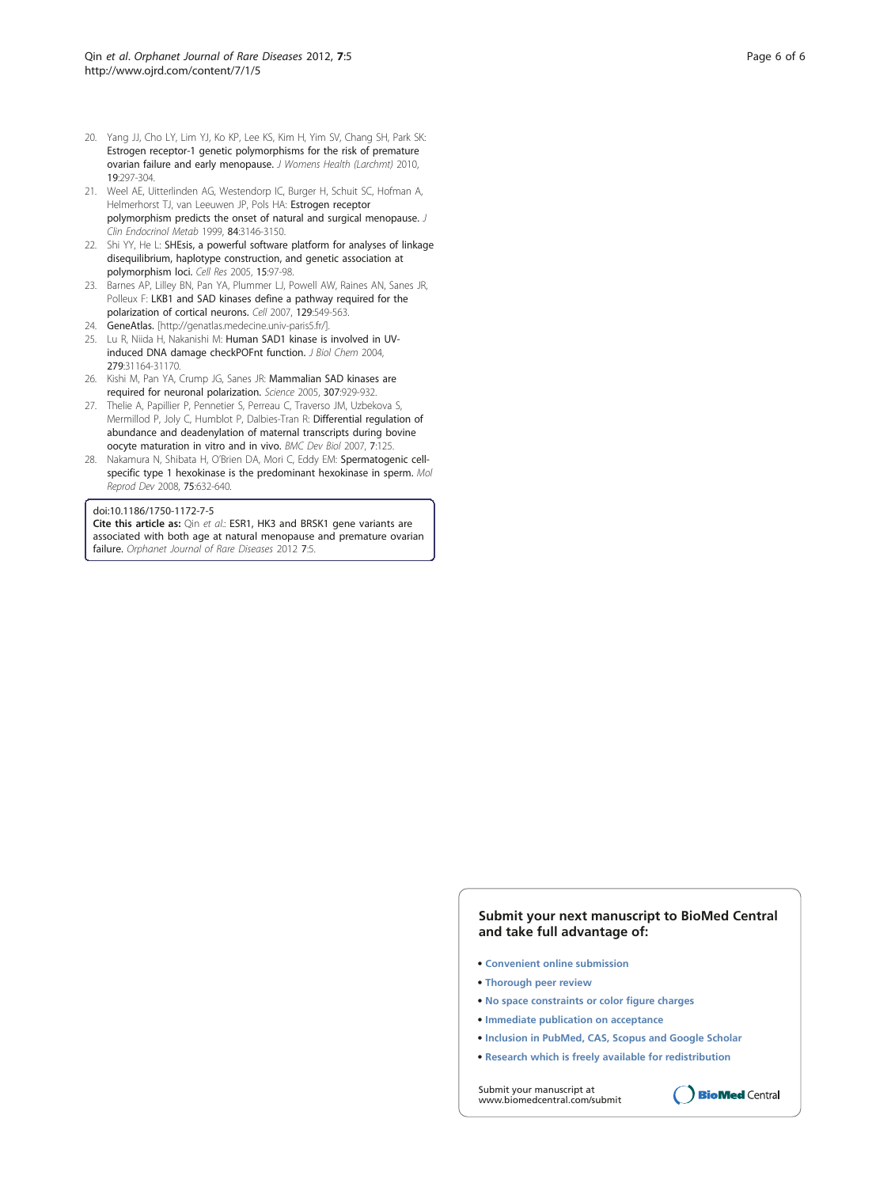20. Yang JJ, Cho LY, Lim YJ, Ko KP, Lee KS, Kim H, Yim SV, Chang SH, Park SK: **Estrogen receptor-1 genetic polymorphisms for the risk of premature ovarian failure and early menopause.** *J Womens Health (Larchmt)* 2010, **19**:297-304.
21. Weel AE, Uitterlinden AG, Westendorp IC, Burger H, Schuit SC, Hofman A, Helmerhorst TJ, van Leeuwen JP, Pols HA: **Estrogen receptor polymorphism predicts the onset of natural and surgical menopause.** *J Clin Endocrinol Metab* 1999, **84**:3146-3150.
22. Shi YY, He L: **SHEsis, a powerful software platform for analyses of linkage disequilibrium, haplotype construction, and genetic association at polymorphism loci.** *Cell Res* 2005, **15**:97-98.
23. Barnes AP, Lilley BN, Pan YA, Plummer LJ, Powell AW, Raines AN, Sanes JR, Polleux F: **LKB1 and SAD kinases define a pathway required for the polarization of cortical neurons.** *Cell* 2007, **129**:549-563.
24. **GeneAtlas.** [http://genatlas.medecine.univ-paris5.fr/].
25. Lu R, Niida H, Nakanishi M: **Human SAD1 kinase is involved in UV-induced DNA damage checkPOFnt function.** *J Biol Chem* 2004, **279**:31164-31170.
26. Kishi M, Pan YA, Crump JG, Sanes JR: **Mammalian SAD kinases are required for neuronal polarization.** *Science* 2005, **307**:929-932.
27. Thelie A, Papillier P, Pennetier S, Perreau C, Traverso JM, Uzbekova S, Mermillod P, Joly C, Humblot P, Dalbies-Tran R: **Differential regulation of abundance and deadenylation of maternal transcripts during bovine oocyte maturation in vitro and in vivo.** *BMC Dev Biol* 2007, **7**:125.
28. Nakamura N, Shibata H, O'Brien DA, Mori C, Eddy EM: **Spermatogenic cell-specific type 1 hexokinase is the predominant hexokinase in sperm.** *Mol Reprod Dev* 2008, **75**:632-640.

doi:10.1186/1750-1172-7-5

**Cite this article as:** Qin *et al.*: ESR1, HK3 and BRSK1 gene variants are associated with both age at natural menopause and premature ovarian failure. *Orphanet Journal of Rare Diseases* 2012 **7**:5.

**Submit your next manuscript to BioMed Central and take full advantage of:**

- **Convenient online submission**
- **Thorough peer review**
- **No space constraints or color figure charges**
- **Immediate publication on acceptance**
- **Inclusion in PubMed, CAS, Scopus and Google Scholar**
- **Research which is freely available for redistribution**

Submit your manuscript at
www.biomedcentral.com/submit

BioMed Central